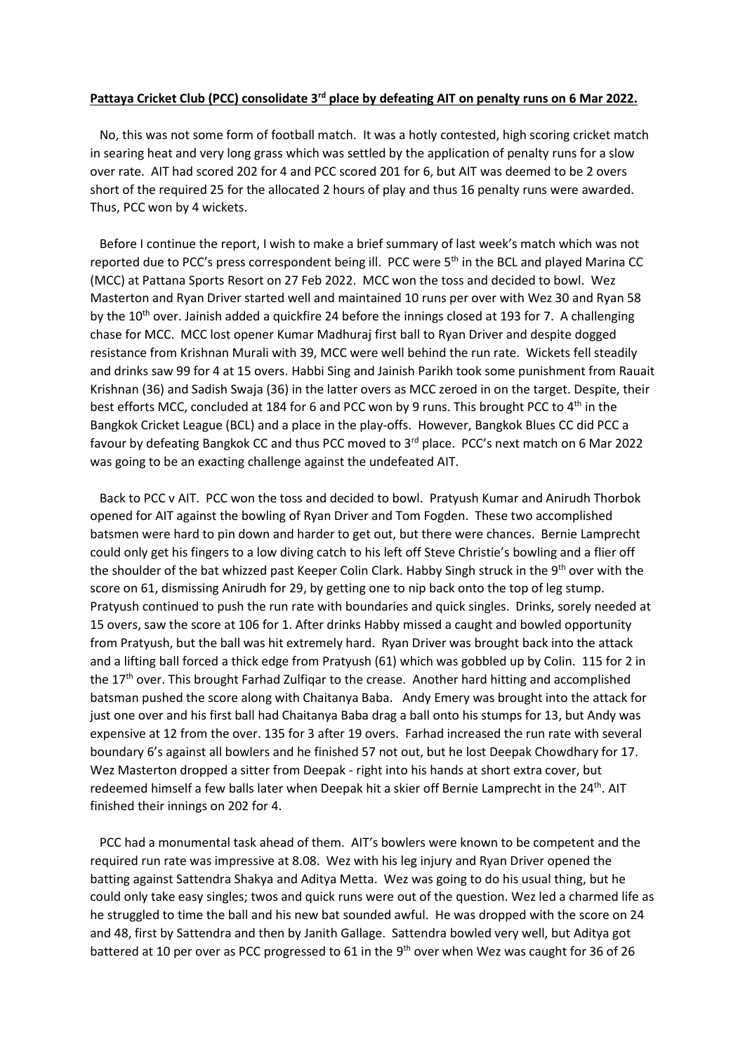**Pattaya Cricket Club (PCC) consolidate 3rd place by defeating AIT on penalty runs on 6 Mar 2022.**

No, this was not some form of football match. It was a hotly contested, high scoring cricket match in searing heat and very long grass which was settled by the application of penalty runs for a slow over rate. AIT had scored 202 for 4 and PCC scored 201 for 6, but AIT was deemed to be 2 overs short of the required 25 for the allocated 2 hours of play and thus 16 penalty runs were awarded. Thus, PCC won by 4 wickets.

Before I continue the report, I wish to make a brief summary of last week's match which was not reported due to PCC's press correspondent being ill. PCC were 5th in the BCL and played Marina CC (MCC) at Pattana Sports Resort on 27 Feb 2022. MCC won the toss and decided to bowl. Wez Masterton and Ryan Driver started well and maintained 10 runs per over with Wez 30 and Ryan 58 by the 10th over. Jainish added a quickfire 24 before the innings closed at 193 for 7. A challenging chase for MCC. MCC lost opener Kumar Madhuraj first ball to Ryan Driver and despite dogged resistance from Krishnan Murali with 39, MCC were well behind the run rate. Wickets fell steadily and drinks saw 99 for 4 at 15 overs. Habbi Sing and Jainish Parikh took some punishment from Rauait Krishnan (36) and Sadish Swaja (36) in the latter overs as MCC zeroed in on the target. Despite, their best efforts MCC, concluded at 184 for 6 and PCC won by 9 runs. This brought PCC to 4th in the Bangkok Cricket League (BCL) and a place in the play-offs. However, Bangkok Blues CC did PCC a favour by defeating Bangkok CC and thus PCC moved to 3rd place. PCC's next match on 6 Mar 2022 was going to be an exacting challenge against the undefeated AIT.

Back to PCC v AIT. PCC won the toss and decided to bowl. Pratyush Kumar and Anirudh Thorbok opened for AIT against the bowling of Ryan Driver and Tom Fogden. These two accomplished batsmen were hard to pin down and harder to get out, but there were chances. Bernie Lamprecht could only get his fingers to a low diving catch to his left off Steve Christie's bowling and a flier off the shoulder of the bat whizzed past Keeper Colin Clark. Habby Singh struck in the 9th over with the score on 61, dismissing Anirudh for 29, by getting one to nip back onto the top of leg stump. Pratyush continued to push the run rate with boundaries and quick singles. Drinks, sorely needed at 15 overs, saw the score at 106 for 1. After drinks Habby missed a caught and bowled opportunity from Pratyush, but the ball was hit extremely hard. Ryan Driver was brought back into the attack and a lifting ball forced a thick edge from Pratyush (61) which was gobbled up by Colin. 115 for 2 in the 17th over. This brought Farhad Zulfiqar to the crease. Another hard hitting and accomplished batsman pushed the score along with Chaitanya Baba. Andy Emery was brought into the attack for just one over and his first ball had Chaitanya Baba drag a ball onto his stumps for 13, but Andy was expensive at 12 from the over. 135 for 3 after 19 overs. Farhad increased the run rate with several boundary 6's against all bowlers and he finished 57 not out, but he lost Deepak Chowdhary for 17. Wez Masterton dropped a sitter from Deepak - right into his hands at short extra cover, but redeemed himself a few balls later when Deepak hit a skier off Bernie Lamprecht in the 24th. AIT finished their innings on 202 for 4.

PCC had a monumental task ahead of them. AIT's bowlers were known to be competent and the required run rate was impressive at 8.08. Wez with his leg injury and Ryan Driver opened the batting against Sattendra Shakya and Aditya Metta. Wez was going to do his usual thing, but he could only take easy singles; twos and quick runs were out of the question. Wez led a charmed life as he struggled to time the ball and his new bat sounded awful. He was dropped with the score on 24 and 48, first by Sattendra and then by Janith Gallage. Sattendra bowled very well, but Aditya got battered at 10 per over as PCC progressed to 61 in the 9th over when Wez was caught for 36 of 26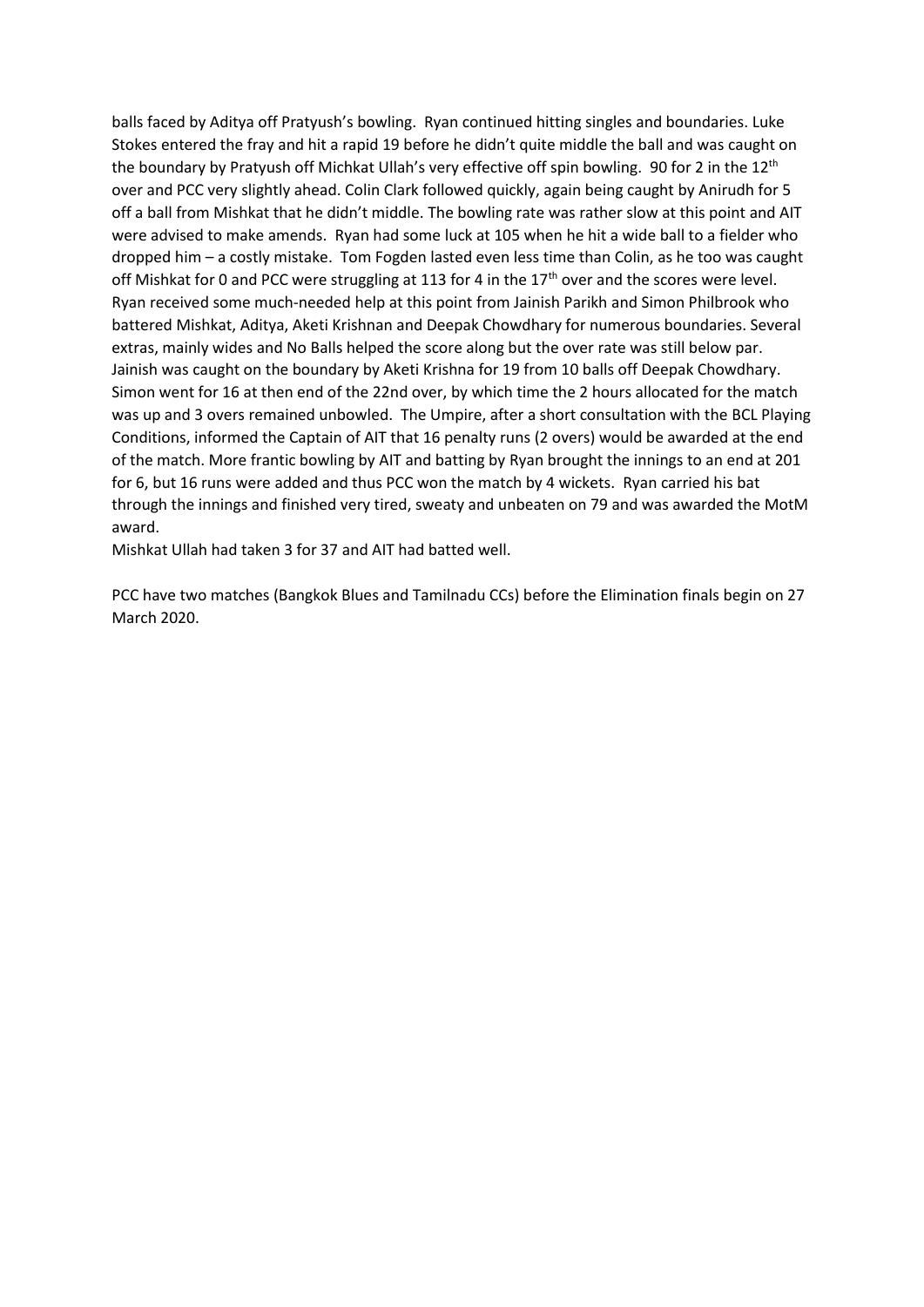balls faced by Aditya off Pratyush's bowling. Ryan continued hitting singles and boundaries. Luke Stokes entered the fray and hit a rapid 19 before he didn't quite middle the ball and was caught on the boundary by Pratyush off Michkat Ullah's very effective off spin bowling. 90 for 2 in the 12th over and PCC very slightly ahead. Colin Clark followed quickly, again being caught by Anirudh for 5 off a ball from Mishkat that he didn't middle. The bowling rate was rather slow at this point and AIT were advised to make amends. Ryan had some luck at 105 when he hit a wide ball to a fielder who dropped him – a costly mistake. Tom Fogden lasted even less time than Colin, as he too was caught off Mishkat for 0 and PCC were struggling at 113 for 4 in the 17th over and the scores were level. Ryan received some much-needed help at this point from Jainish Parikh and Simon Philbrook who battered Mishkat, Aditya, Aketi Krishnan and Deepak Chowdhary for numerous boundaries. Several extras, mainly wides and No Balls helped the score along but the over rate was still below par. Jainish was caught on the boundary by Aketi Krishna for 19 from 10 balls off Deepak Chowdhary. Simon went for 16 at then end of the 22nd over, by which time the 2 hours allocated for the match was up and 3 overs remained unbowled. The Umpire, after a short consultation with the BCL Playing Conditions, informed the Captain of AIT that 16 penalty runs (2 overs) would be awarded at the end of the match. More frantic bowling by AIT and batting by Ryan brought the innings to an end at 201 for 6, but 16 runs were added and thus PCC won the match by 4 wickets. Ryan carried his bat through the innings and finished very tired, sweaty and unbeaten on 79 and was awarded the MotM award.

Mishkat Ullah had taken 3 for 37 and AIT had batted well.

PCC have two matches (Bangkok Blues and Tamilnadu CCs) before the Elimination finals begin on 27 March 2020.